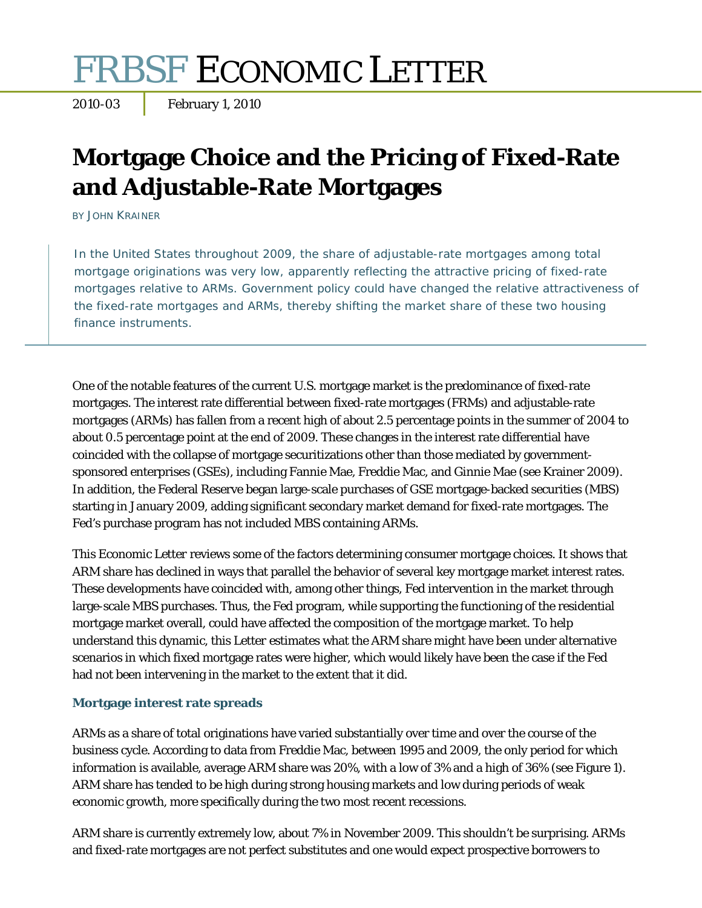# FRBSF ECONOMIC LETTER

2010-03 | February 1, 2010

## Mortgage Choice and the Pricing of Fixed-Rate and Adjustable-Rate Mortgages

BY JOHN KRAINER

In the United States throughout 2009, the share of adjustable-rate mortgages among total mortgage originations was very low, apparently reflecting the attractive pricing of fixed-rate mortgages relative to ARMs. Government policy could have changed the relative attractiveness of the fixed-rate mortgages and ARMs, thereby shifting the market share of these two housing finance instruments.

One of the notable features of the current U.S. mortgage market is the predominance of fixed-rate mortgages. The interest rate differential between fixed-rate mortgages (FRMs) and adjustable-rate mortgages (ARMs) has fallen from a recent high of about 2.5 percentage points in the summer of 2004 to about 0.5 percentage point at the end of 2009. These changes in the interest rate differential have coincided with the collapse of mortgage securitizations other than those mediated by government-sponsored enterprises (GSEs), including Fannie Mae, Freddie Mac, and Ginnie Mae (see Krainer 2009). In addition, the Federal Reserve began large-scale purchases of GSE mortgage-backed securities (MBS) starting in January 2009, adding significant secondary market demand for fixed-rate mortgages. The Fed's purchase program has not included MBS containing ARMs.

This Economic Letter reviews some of the factors determining consumer mortgage choices. It shows that ARM share has declined in ways that parallel the behavior of several key mortgage market interest rates. These developments have coincided with, among other things, Fed intervention in the market through large-scale MBS purchases. Thus, the Fed program, while supporting the functioning of the residential mortgage market overall, could have affected the composition of the mortgage market. To help understand this dynamic, this Letter estimates what the ARM share might have been under alternative scenarios in which fixed mortgage rates were higher, which would likely have been the case if the Fed had not been intervening in the market to the extent that it did.

### Mortgage interest rate spreads

ARMs as a share of total originations have varied substantially over time and over the course of the business cycle. According to data from Freddie Mac, between 1995 and 2009, the only period for which information is available, average ARM share was 20%, with a low of 3% and a high of 36% (see Figure 1). ARM share has tended to be high during strong housing markets and low during periods of weak economic growth, more specifically during the two most recent recessions.

ARM share is currently extremely low, about 7% in November 2009. This shouldn't be surprising. ARMs and fixed-rate mortgages are not perfect substitutes and one would expect prospective borrowers to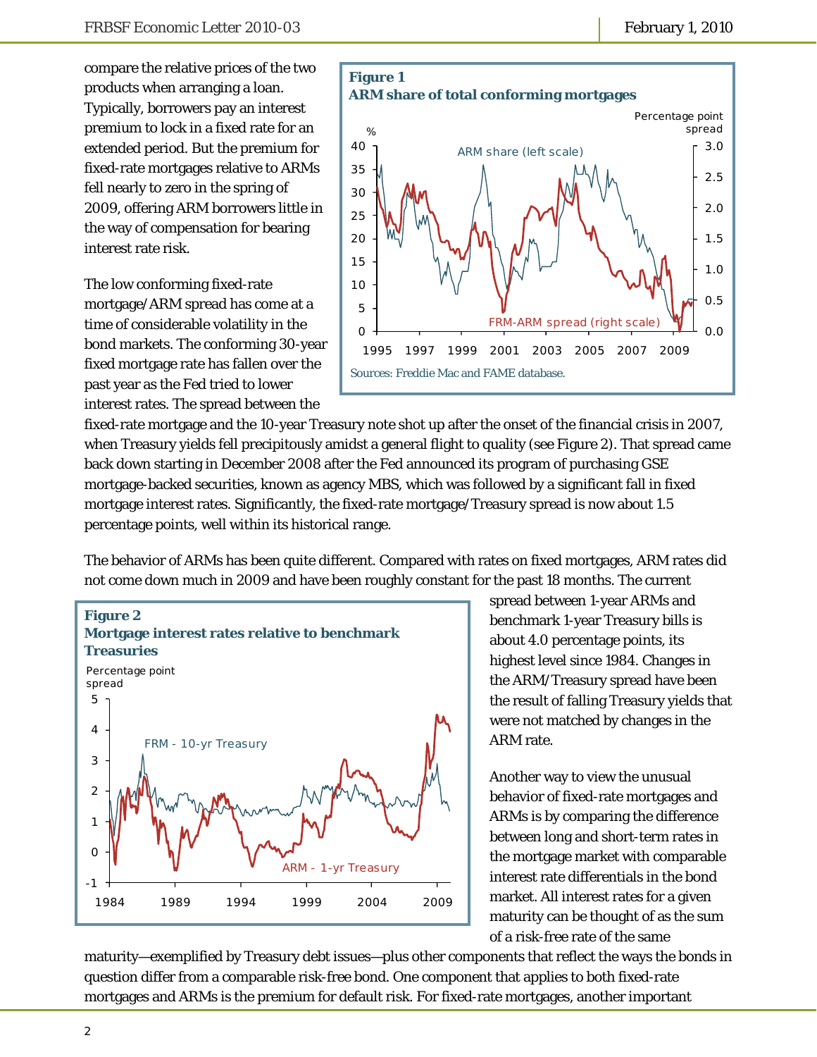compare the relative prices of the two products when arranging a loan. Typically, borrowers pay an interest premium to lock in a fixed rate for an extended period. But the premium for fixed-rate mortgages relative to ARMs fell nearly to zero in the spring of 2009, offering ARM borrowers little in the way of compensation for bearing interest rate risk.

**Figure 1**
**ARM share of total conforming mortgages**

Sources: Freddie Mac and FAME database.

The low conforming fixed-rate mortgage/ARM spread has come at a time of considerable volatility in the bond markets. The conforming 30-year fixed mortgage rate has fallen over the past year as the Fed tried to lower interest rates. The spread between the fixed-rate mortgage and the 10-year Treasury note shot up after the onset of the financial crisis in 2007, when Treasury yields fell precipitously amidst a general flight to quality (see Figure 2). That spread came back down starting in December 2008 after the Fed announced its program of purchasing GSE mortgage-backed securities, known as agency MBS, which was followed by a significant fall in fixed mortgage interest rates. Significantly, the fixed-rate mortgage/Treasury spread is now about 1.5 percentage points, well within its historical range.

The behavior of ARMs has been quite different. Compared with rates on fixed mortgages, ARM rates did not come down much in 2009 and have been roughly constant for the past 18 months. The current spread between 1-year ARMs and benchmark 1-year Treasury bills is about 4.0 percentage points, its highest level since 1984. Changes in the ARM/Treasury spread have been the result of falling Treasury yields that were not matched by changes in the ARM rate.

**Figure 2**
**Mortgage interest rates relative to benchmark Treasuries**

Another way to view the unusual behavior of fixed-rate mortgages and ARMs is by comparing the difference between long and short-term rates in the mortgage market with comparable interest rate differentials in the bond market. All interest rates for a given maturity can be thought of as the sum of a risk-free rate of the same maturity—exemplified by Treasury debt issues—plus other components that reflect the ways the bonds in question differ from a comparable risk-free bond. One component that applies to both fixed-rate mortgages and ARMs is the premium for default risk. For fixed-rate mortgages, another important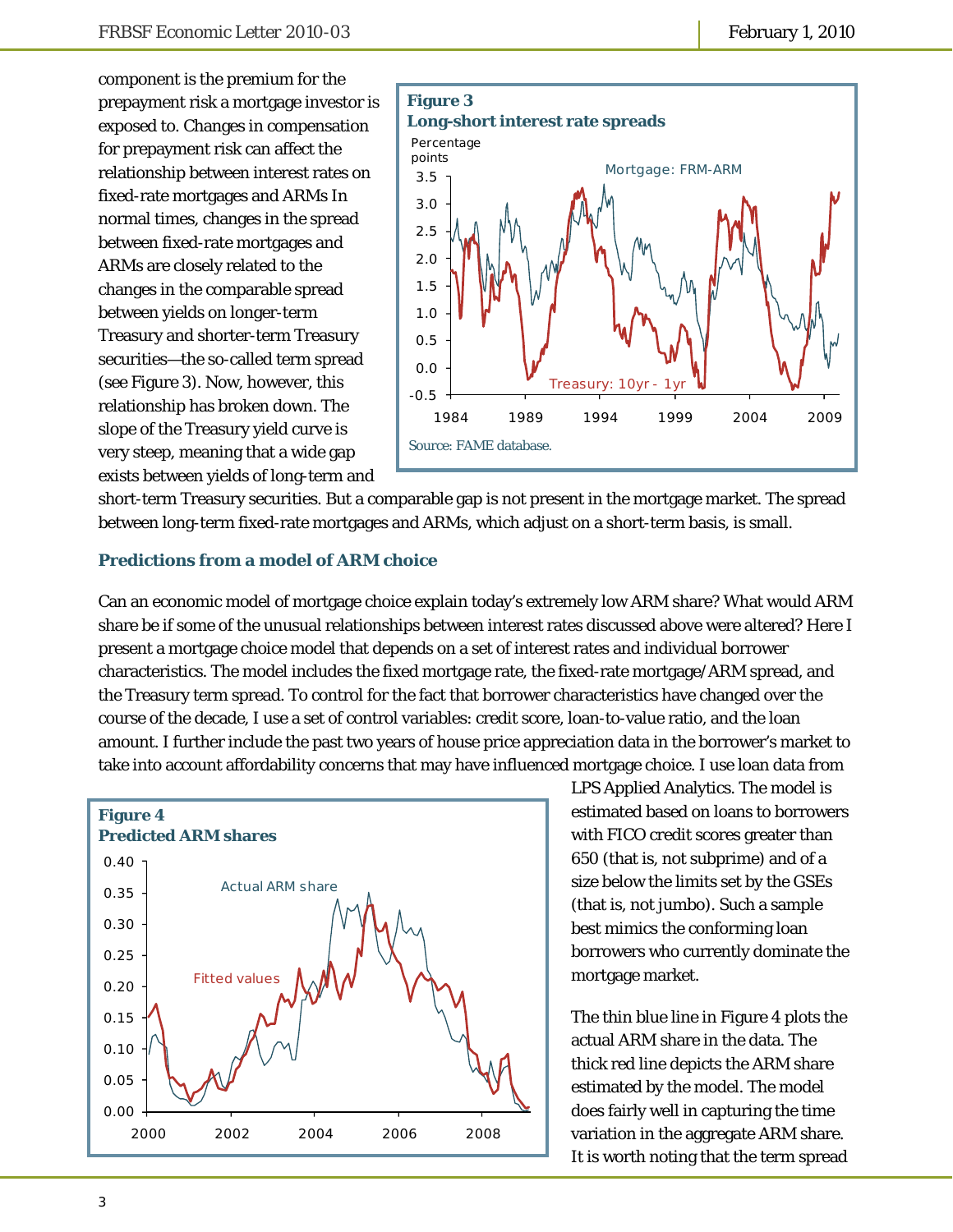component is the premium for the prepayment risk a mortgage investor is exposed to. Changes in compensation for prepayment risk can affect the relationship between interest rates on fixed-rate mortgages and ARMs In normal times, changes in the spread between fixed-rate mortgages and ARMs are closely related to the changes in the comparable spread between yields on longer-term Treasury and shorter-term Treasury securities—the so-called term spread (see Figure 3). Now, however, this relationship has broken down. The slope of the Treasury yield curve is very steep, meaning that a wide gap exists between yields of long-term and short-term Treasury securities. But a comparable gap is not present in the mortgage market. The spread between long-term fixed-rate mortgages and ARMs, which adjust on a short-term basis, is small.

**Figure 3**
**Long-short interest rate spreads**

Source: FAME database.

### Predictions from a model of ARM choice

Can an economic model of mortgage choice explain today's extremely low ARM share? What would ARM share be if some of the unusual relationships between interest rates discussed above were altered? Here I present a mortgage choice model that depends on a set of interest rates and individual borrower characteristics. The model includes the fixed mortgage rate, the fixed-rate mortgage/ARM spread, and the Treasury term spread. To control for the fact that borrower characteristics have changed over the course of the decade, I use a set of control variables: credit score, loan-to-value ratio, and the loan amount. I further include the past two years of house price appreciation data in the borrower's market to take into account affordability concerns that may have influenced mortgage choice. I use loan data from LPS Applied Analytics. The model is estimated based on loans to borrowers with FICO credit scores greater than 650 (that is, not subprime) and of a size below the limits set by the GSEs (that is, not jumbo). Such a sample best mimics the conforming loan borrowers who currently dominate the mortgage market.

**Figure 4**
**Predicted ARM shares**

The thin blue line in Figure 4 plots the actual ARM share in the data. The thick red line depicts the ARM share estimated by the model. The model does fairly well in capturing the time variation in the aggregate ARM share. It is worth noting that the term spread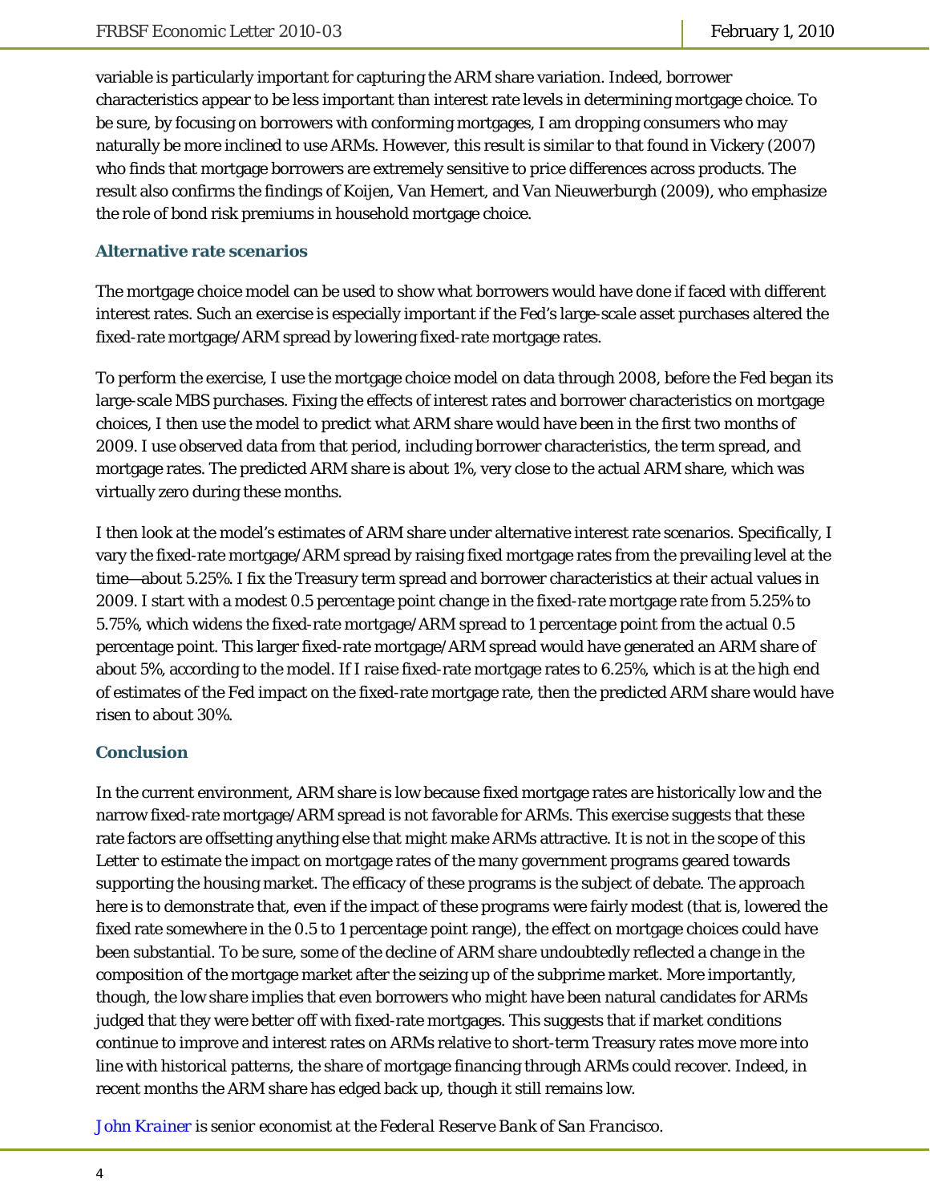variable is particularly important for capturing the ARM share variation. Indeed, borrower characteristics appear to be less important than interest rate levels in determining mortgage choice. To be sure, by focusing on borrowers with conforming mortgages, I am dropping consumers who may naturally be more inclined to use ARMs. However, this result is similar to that found in Vickery (2007) who finds that mortgage borrowers are extremely sensitive to price differences across products. The result also confirms the findings of Koijen, Van Hemert, and Van Nieuwerburgh (2009), who emphasize the role of bond risk premiums in household mortgage choice.

### Alternative rate scenarios

The mortgage choice model can be used to show what borrowers would have done if faced with different interest rates. Such an exercise is especially important if the Fed's large-scale asset purchases altered the fixed-rate mortgage/ARM spread by lowering fixed-rate mortgage rates.

To perform the exercise, I use the mortgage choice model on data through 2008, before the Fed began its large-scale MBS purchases. Fixing the effects of interest rates and borrower characteristics on mortgage choices, I then use the model to predict what ARM share would have been in the first two months of 2009. I use observed data from that period, including borrower characteristics, the term spread, and mortgage rates. The predicted ARM share is about 1%, very close to the actual ARM share, which was virtually zero during these months.

I then look at the model's estimates of ARM share under alternative interest rate scenarios. Specifically, I vary the fixed-rate mortgage/ARM spread by raising fixed mortgage rates from the prevailing level at the time—about 5.25%. I fix the Treasury term spread and borrower characteristics at their actual values in 2009. I start with a modest 0.5 percentage point change in the fixed-rate mortgage rate from 5.25% to 5.75%, which widens the fixed-rate mortgage/ARM spread to 1 percentage point from the actual 0.5 percentage point. This larger fixed-rate mortgage/ARM spread would have generated an ARM share of about 5%, according to the model. If I raise fixed-rate mortgage rates to 6.25%, which is at the high end of estimates of the Fed impact on the fixed-rate mortgage rate, then the predicted ARM share would have risen to about 30%.

### Conclusion

In the current environment, ARM share is low because fixed mortgage rates are historically low and the narrow fixed-rate mortgage/ARM spread is not favorable for ARMs. This exercise suggests that these rate factors are offsetting anything else that might make ARMs attractive. It is not in the scope of this Letter to estimate the impact on mortgage rates of the many government programs geared towards supporting the housing market. The efficacy of these programs is the subject of debate. The approach here is to demonstrate that, even if the impact of these programs were fairly modest (that is, lowered the fixed rate somewhere in the 0.5 to 1 percentage point range), the effect on mortgage choices could have been substantial. To be sure, some of the decline of ARM share undoubtedly reflected a change in the composition of the mortgage market after the seizing up of the subprime market. More importantly, though, the low share implies that even borrowers who might have been natural candidates for ARMs judged that they were better off with fixed-rate mortgages. This suggests that if market conditions continue to improve and interest rates on ARMs relative to short-term Treasury rates move more into line with historical patterns, the share of mortgage financing through ARMs could recover. Indeed, in recent months the ARM share has edged back up, though it still remains low.

*John Krainer is senior economist at the Federal Reserve Bank of San Francisco.*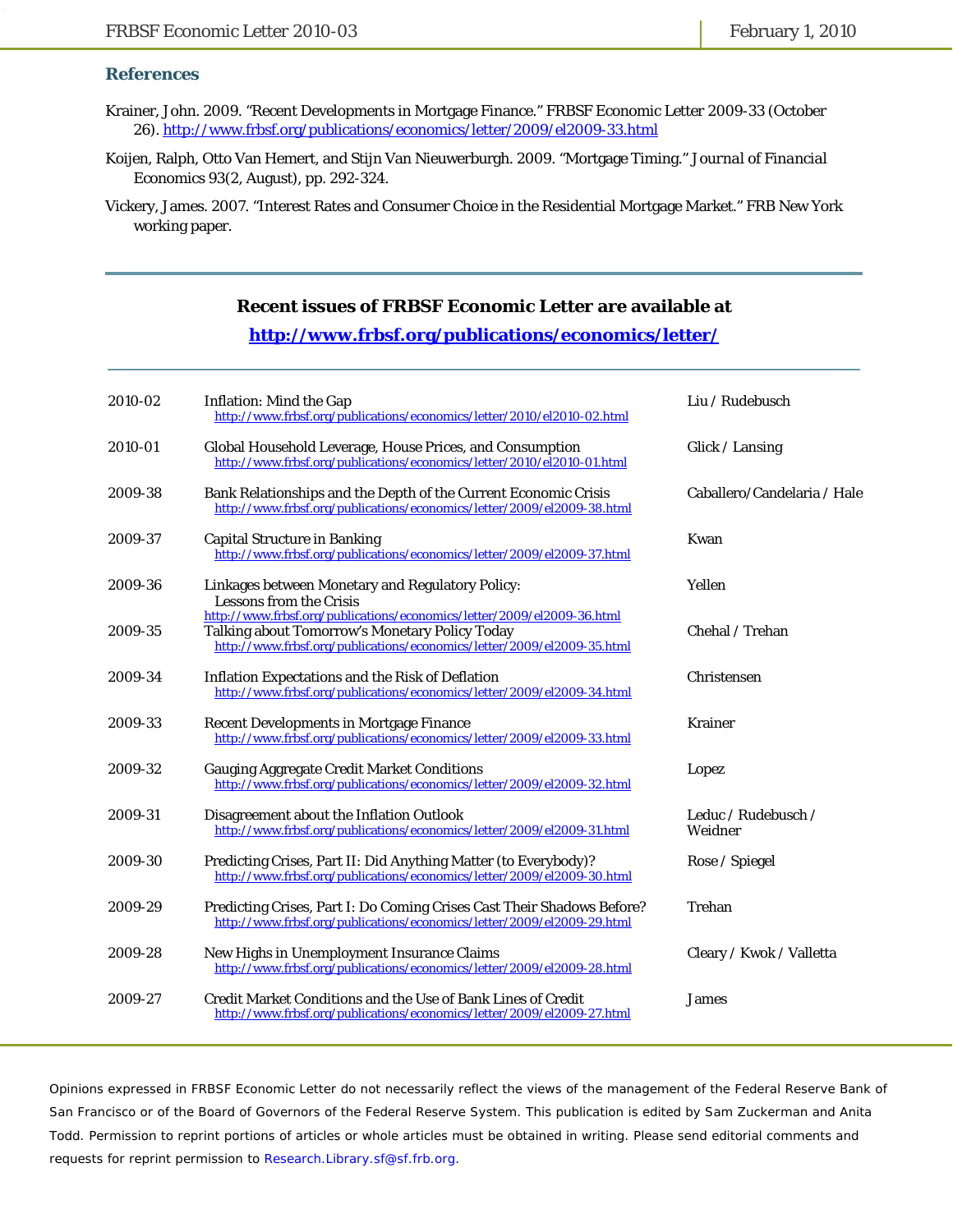## References

Krainer, John. 2009. "Recent Developments in Mortgage Finance." FRBSF Economic Letter 2009-33 (October 26). http://www.frbsf.org/publications/economics/letter/2009/el2009-33.html

Koijen, Ralph, Otto Van Hemert, and Stijn Van Nieuwerburgh. 2009. "Mortgage Timing." *Journal of Financial Economics* 93(2, August), pp. 292-324.

Vickery, James. 2007. "Interest Rates and Consumer Choice in the Residential Mortgage Market." FRB New York working paper.

---

**Recent issues of FRBSF Economic Letter are available at**

**http://www.frbsf.org/publications/economics/letter/**

| | | |
|---|---|---|
| 2010-02 | Inflation: Mind the Gap<br>http://www.frbsf.org/publications/economics/letter/2010/el2010-02.html | Liu / Rudebusch |
| 2010-01 | Global Household Leverage, House Prices, and Consumption<br>http://www.frbsf.org/publications/economics/letter/2010/el2010-01.html | Glick / Lansing |
| 2009-38 | Bank Relationships and the Depth of the Current Economic Crisis<br>http://www.frbsf.org/publications/economics/letter/2009/el2009-38.html | Caballero/Candelaria / Hale |
| 2009-37 | Capital Structure in Banking<br>http://www.frbsf.org/publications/economics/letter/2009/el2009-37.html | Kwan |
| 2009-36 | Linkages between Monetary and Regulatory Policy: Lessons from the Crisis<br>http://www.frbsf.org/publications/economics/letter/2009/el2009-36.html | Yellen |
| 2009-35 | Talking about Tomorrow's Monetary Policy Today<br>http://www.frbsf.org/publications/economics/letter/2009/el2009-35.html | Chehal / Trehan |
| 2009-34 | Inflation Expectations and the Risk of Deflation<br>http://www.frbsf.org/publications/economics/letter/2009/el2009-34.html | Christensen |
| 2009-33 | Recent Developments in Mortgage Finance<br>http://www.frbsf.org/publications/economics/letter/2009/el2009-33.html | Krainer |
| 2009-32 | Gauging Aggregate Credit Market Conditions<br>http://www.frbsf.org/publications/economics/letter/2009/el2009-32.html | Lopez |
| 2009-31 | Disagreement about the Inflation Outlook<br>http://www.frbsf.org/publications/economics/letter/2009/el2009-31.html | Leduc / Rudebusch / Weidner |
| 2009-30 | Predicting Crises, Part II: Did Anything Matter (to Everybody)?<br>http://www.frbsf.org/publications/economics/letter/2009/el2009-30.html | Rose / Spiegel |
| 2009-29 | Predicting Crises, Part I: Do Coming Crises Cast Their Shadows Before?<br>http://www.frbsf.org/publications/economics/letter/2009/el2009-29.html | Trehan |
| 2009-28 | New Highs in Unemployment Insurance Claims<br>http://www.frbsf.org/publications/economics/letter/2009/el2009-28.html | Cleary / Kwok / Valletta |
| 2009-27 | Credit Market Conditions and the Use of Bank Lines of Credit<br>http://www.frbsf.org/publications/economics/letter/2009/el2009-27.html | James |

---

Opinions expressed in FRBSF Economic Letter do not necessarily reflect the views of the management of the Federal Reserve Bank of San Francisco or of the Board of Governors of the Federal Reserve System. This publication is edited by Sam Zuckerman and Anita Todd. Permission to reprint portions of articles or whole articles must be obtained in writing. Please send editorial comments and requests for reprint permission to Research.Library.sf@sf.frb.org.